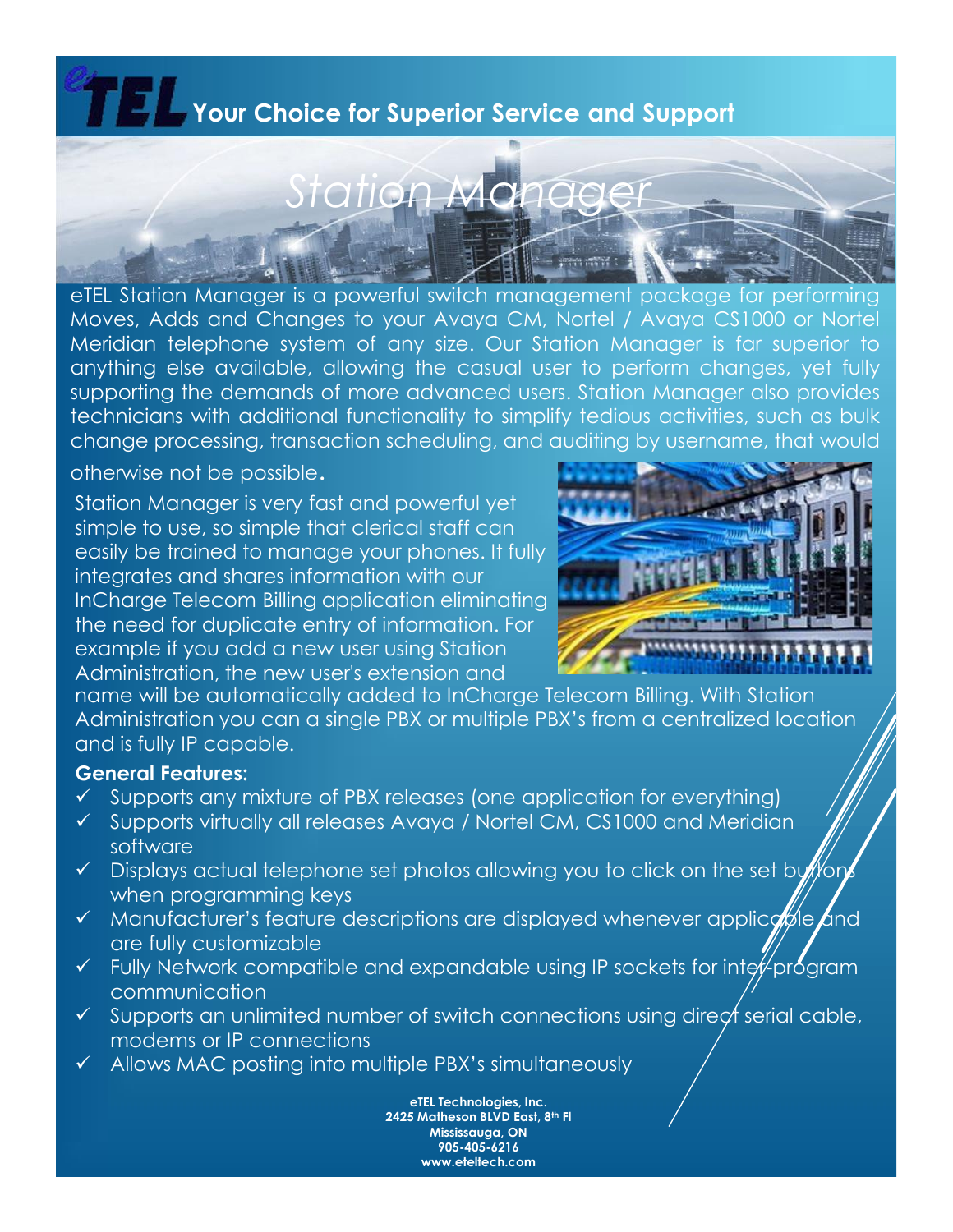**eTEL Your Choice for Superior Service and Support**

# Station Manager

eTEL Station Manager is a powerful switch management package for performing Moves, Adds and Changes to your Avaya CM, Nortel / Avaya CS1000 or Nortel Meridian telephone system of any size. Our Station Manager is far superior to anything else available, allowing the casual user to perform changes, yet fully supporting the demands of more advanced users. Station Manager also provides technicians with additional functionality to simplify tedious activities, such as bulk change processing, transaction scheduling, and auditing by username, that would otherwise not be possible.

Station Manager is very fast and powerful yet simple to use, so simple that clerical staff can easily be trained to manage your phones. It fully integrates and shares information with our InCharge Telecom Billing application eliminating the need for duplicate entry of information. For example if you add a new user using Station Administration, the new user's extension and name will be automatically added to InCharge Telecom Billing. With Station Administration you can a single PBX or multiple PBX's from a centralized location and is fully IP capable.

**General Features:**

- ✓ Supports any mixture of PBX releases (one application for everything)
- ✓ Supports virtually all releases Avaya / Nortel CM, CS1000 and Meridian software
- ✓ Displays actual telephone set photos allowing you to click on the set buttons when programming keys
- ✓ Manufacturer's feature descriptions are displayed whenever applicable and are fully customizable
- ✓ Fully Network compatible and expandable using IP sockets for inter-program communication
- ✓ Supports an unlimited number of switch connections using direct serial cable, modems or IP connections
- ✓ Allows MAC posting into multiple PBX's simultaneously

**eTEL Technologies, Inc.**
**2425 Matheson BLVD East, 8th Fl**
**Mississauga, ON**
**905-405-6216**
**www.eteltech.com**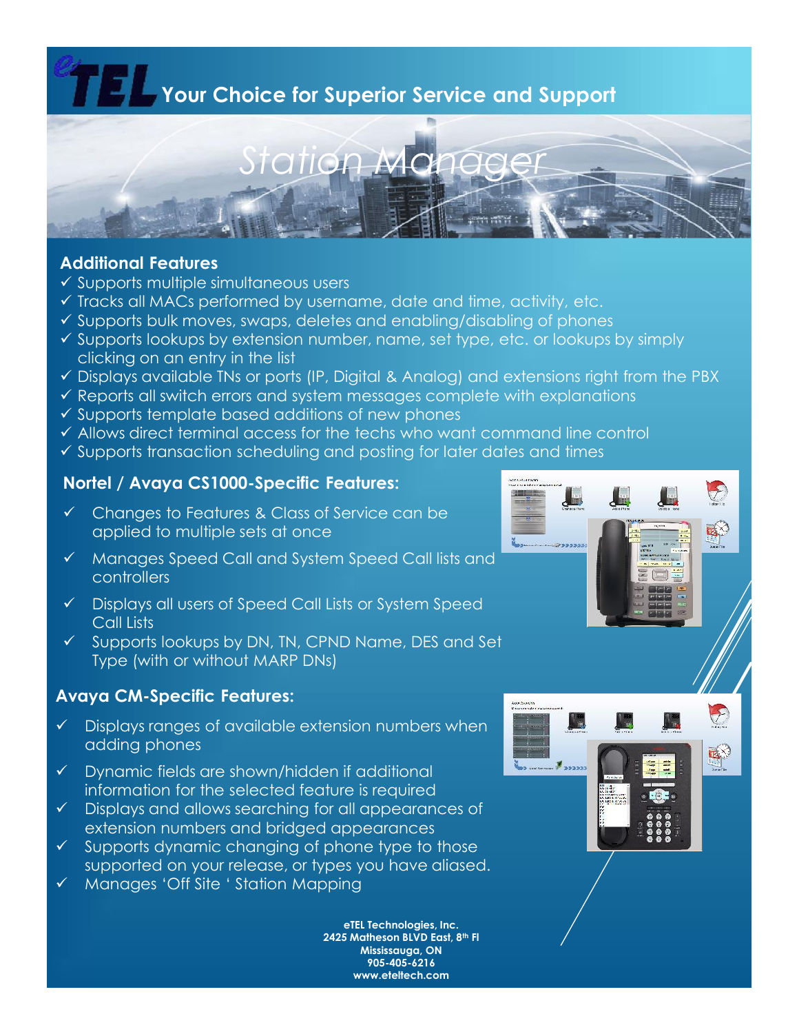# eTEL Your Choice for Superior Service and Support

## *Station Manager*

### Additional Features

- ✓ Supports multiple simultaneous users
- ✓ Tracks all MACs performed by username, date and time, activity, etc.
- ✓ Supports bulk moves, swaps, deletes and enabling/disabling of phones
- ✓ Supports lookups by extension number, name, set type, etc. or lookups by simply clicking on an entry in the list
- ✓ Displays available TNs or ports (IP, Digital & Analog) and extensions right from the PBX
- ✓ Reports all switch errors and system messages complete with explanations
- ✓ Supports template based additions of new phones
- ✓ Allows direct terminal access for the techs who want command line control
- ✓ Supports transaction scheduling and posting for later dates and times

### Nortel / Avaya CS1000-Specific Features:

- ✓ Changes to Features & Class of Service can be applied to multiple sets at once
- ✓ Manages Speed Call and System Speed Call lists and controllers
- ✓ Displays all users of Speed Call Lists or System Speed Call Lists
- ✓ Supports lookups by DN, TN, CPND Name, DES and Set Type (with or without MARP DNs)

### Avaya CM-Specific Features:

- ✓ Displays ranges of available extension numbers when adding phones
- ✓ Dynamic fields are shown/hidden if additional information for the selected feature is required
- ✓ Displays and allows searching for all appearances of extension numbers and bridged appearances
- ✓ Supports dynamic changing of phone type to those supported on your release, or types you have aliased.
- ✓ Manages 'Off Site ' Station Mapping

**eTEL Technologies, Inc.**
**2425 Matheson BLVD East, 8th Fl**
**Mississauga, ON**
**905-405-6216**
**www.eteltech.com**